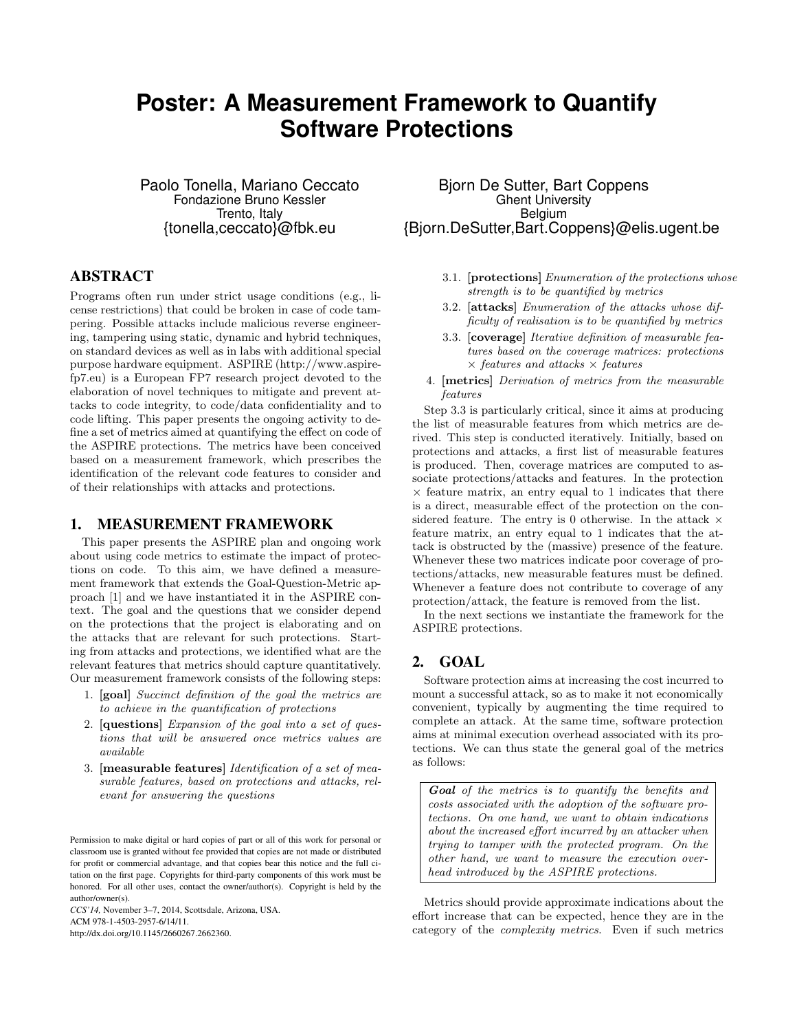# Poster: A Measurement Framework to Quantify Software Protections

Paolo Tonella, Mariano Ceccato
Fondazione Bruno Kessler
Trento, Italy
{tonella,ceccato}@fbk.eu

Bjorn De Sutter, Bart Coppens
Ghent University
Belgium
{Bjorn.DeSutter,Bart.Coppens}@elis.ugent.be

## ABSTRACT

Programs often run under strict usage conditions (e.g., license restrictions) that could be broken in case of code tampering. Possible attacks include malicious reverse engineering, tampering using static, dynamic and hybrid techniques, on standard devices as well as in labs with additional special purpose hardware equipment. ASPIRE (http://www.aspire-fp7.eu) is a European FP7 research project devoted to the elaboration of novel techniques to mitigate and prevent attacks to code integrity, to code/data confidentiality and to code lifting. This paper presents the ongoing activity to define a set of metrics aimed at quantifying the effect on code of the ASPIRE protections. The metrics have been conceived based on a measurement framework, which prescribes the identification of the relevant code features to consider and of their relationships with attacks and protections.

## 1. MEASUREMENT FRAMEWORK

This paper presents the ASPIRE plan and ongoing work about using code metrics to estimate the impact of protections on code. To this aim, we have defined a measurement framework that extends the Goal-Question-Metric approach [1] and we have instantiated it in the ASPIRE context. The goal and the questions that we consider depend on the protections that the project is elaborating and on the attacks that are relevant for such protections. Starting from attacks and protections, we identified what are the relevant features that metrics should capture quantitatively. Our measurement framework consists of the following steps:

1. **[goal]** *Succinct definition of the goal the metrics are to achieve in the quantification of protections*
2. **[questions]** *Expansion of the goal into a set of questions that will be answered once metrics values are available*
3. **[measurable features]** *Identification of a set of measurable features, based on protections and attacks, relevant for answering the questions*
   3.1. **[protections]** *Enumeration of the protections whose strength is to be quantified by metrics*
   3.2. **[attacks]** *Enumeration of the attacks whose difficulty of realisation is to be quantified by metrics*
   3.3. **[coverage]** *Iterative definition of measurable features based on the coverage matrices: protections × features and attacks × features*
4. **[metrics]** *Derivation of metrics from the measurable features*

Step 3.3 is particularly critical, since it aims at producing the list of measurable features from which metrics are derived. This step is conducted iteratively. Initially, based on protections and attacks, a first list of measurable features is produced. Then, coverage matrices are computed to associate protections/attacks and features. In the protection × feature matrix, an entry equal to 1 indicates that there is a direct, measurable effect of the protection on the considered feature. The entry is 0 otherwise. In the attack × feature matrix, an entry equal to 1 indicates that the attack is obstructed by the (massive) presence of the feature. Whenever these two matrices indicate poor coverage of protections/attacks, new measurable features must be defined. Whenever a feature does not contribute to coverage of any protection/attack, the feature is removed from the list.

In the next sections we instantiate the framework for the ASPIRE protections.

## 2. GOAL

Software protection aims at increasing the cost incurred to mount a successful attack, so as to make it not economically convenient, typically by augmenting the time required to complete an attack. At the same time, software protection aims at minimal execution overhead associated with its protections. We can thus state the general goal of the metrics as follows:

> ***Goal*** *of the metrics is to quantify the benefits and costs associated with the adoption of the software protections. On one hand, we want to obtain indications about the increased effort incurred by an attacker when trying to tamper with the protected program. On the other hand, we want to measure the execution overhead introduced by the ASPIRE protections.*

Metrics should provide approximate indications about the effort increase that can be expected, hence they are in the category of the *complexity metrics*. Even if such metrics

Permission to make digital or hard copies of part or all of this work for personal or classroom use is granted without fee provided that copies are not made or distributed for profit or commercial advantage, and that copies bear this notice and the full citation on the first page. Copyrights for third-party components of this work must be honored. For all other uses, contact the owner/author(s). Copyright is held by the author/owner(s).
*CCS'14*, November 3–7, 2014, Scottsdale, Arizona, USA.
ACM 978-1-4503-2957-6/14/11.
http://dx.doi.org/10.1145/2660267.2662360.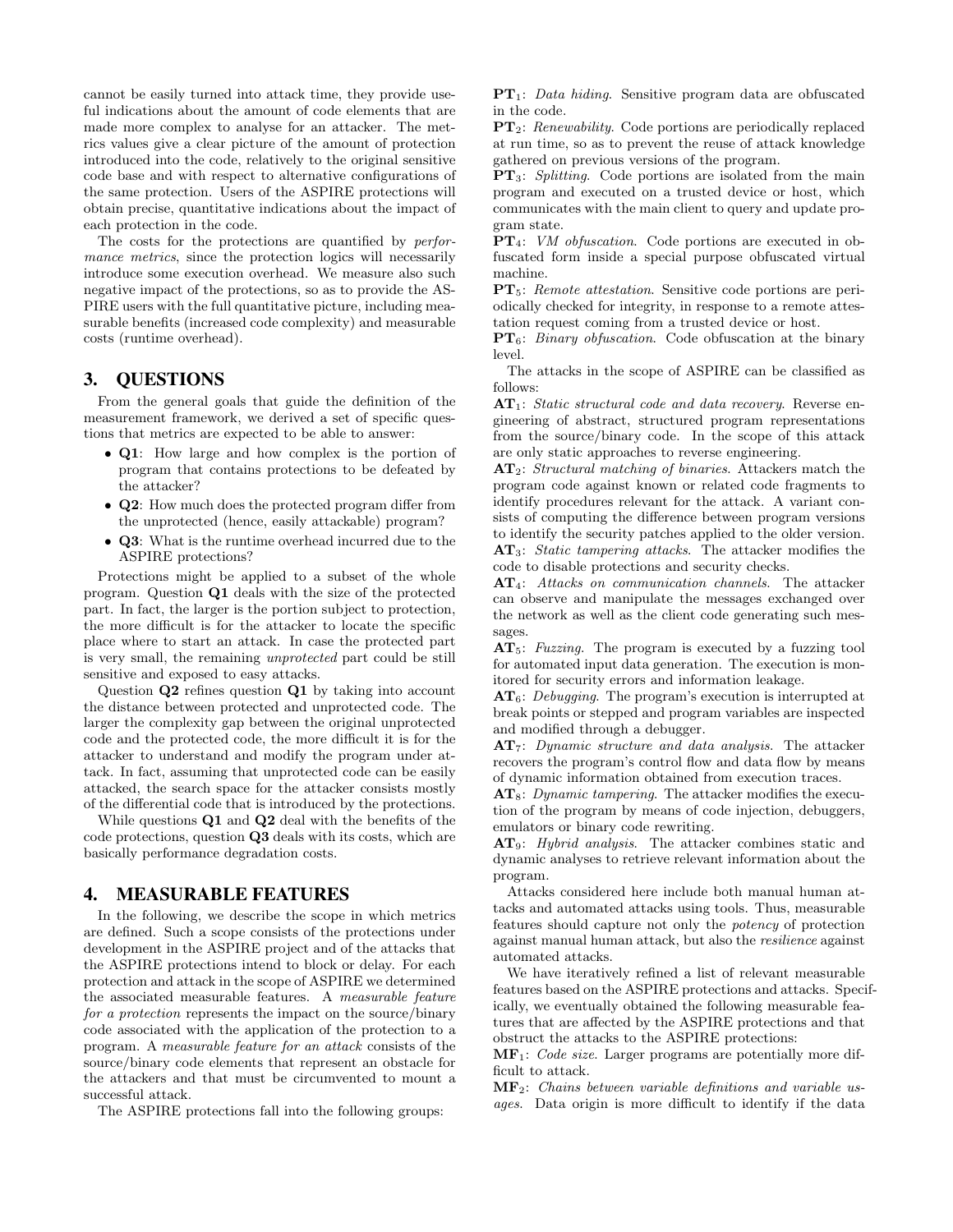cannot be easily turned into attack time, they provide useful indications about the amount of code elements that are made more complex to analyse for an attacker. The metrics values give a clear picture of the amount of protection introduced into the code, relatively to the original sensitive code base and with respect to alternative configurations of the same protection. Users of the ASPIRE protections will obtain precise, quantitative indications about the impact of each protection in the code.

The costs for the protections are quantified by *performance metrics*, since the protection logics will necessarily introduce some execution overhead. We measure also such negative impact of the protections, so as to provide the ASPIRE users with the full quantitative picture, including measurable benefits (increased code complexity) and measurable costs (runtime overhead).

## 3. QUESTIONS

From the general goals that guide the definition of the measurement framework, we derived a set of specific questions that metrics are expected to be able to answer:

- **Q1**: How large and how complex is the portion of program that contains protections to be defeated by the attacker?
- **Q2**: How much does the protected program differ from the unprotected (hence, easily attackable) program?
- **Q3**: What is the runtime overhead incurred due to the ASPIRE protections?

Protections might be applied to a subset of the whole program. Question **Q1** deals with the size of the protected part. In fact, the larger is the portion subject to protection, the more difficult is for the attacker to locate the specific place where to start an attack. In case the protected part is very small, the remaining *unprotected* part could be still sensitive and exposed to easy attacks.

Question **Q2** refines question **Q1** by taking into account the distance between protected and unprotected code. The larger the complexity gap between the original unprotected code and the protected code, the more difficult it is for the attacker to understand and modify the program under attack. In fact, assuming that unprotected code can be easily attacked, the search space for the attacker consists mostly of the differential code that is introduced by the protections.

While questions **Q1** and **Q2** deal with the benefits of the code protections, question **Q3** deals with its costs, which are basically performance degradation costs.

## 4. MEASURABLE FEATURES

In the following, we describe the scope in which metrics are defined. Such a scope consists of the protections under development in the ASPIRE project and of the attacks that the ASPIRE protections intend to block or delay. For each protection and attack in the scope of ASPIRE we determined the associated measurable features. A *measurable feature for a protection* represents the impact on the source/binary code associated with the application of the protection to a program. A *measurable feature for an attack* consists of the source/binary code elements that represent an obstacle for the attackers and that must be circumvented to mount a successful attack.

The ASPIRE protections fall into the following groups:

**PT**$_1$: *Data hiding*. Sensitive program data are obfuscated in the code.

**PT**$_2$: *Renewability*. Code portions are periodically replaced at run time, so as to prevent the reuse of attack knowledge gathered on previous versions of the program.

**PT**$_3$: *Splitting*. Code portions are isolated from the main program and executed on a trusted device or host, which communicates with the main client to query and update program state.

**PT**$_4$: *VM obfuscation*. Code portions are executed in obfuscated form inside a special purpose obfuscated virtual machine.

**PT**$_5$: *Remote attestation*. Sensitive code portions are periodically checked for integrity, in response to a remote attestation request coming from a trusted device or host.

**PT**$_6$: *Binary obfuscation*. Code obfuscation at the binary level.

The attacks in the scope of ASPIRE can be classified as follows:

**AT**$_1$: *Static structural code and data recovery*. Reverse engineering of abstract, structured program representations from the source/binary code. In the scope of this attack are only static approaches to reverse engineering.

**AT**$_2$: *Structural matching of binaries*. Attackers match the program code against known or related code fragments to identify procedures relevant for the attack. A variant consists of computing the difference between program versions to identify the security patches applied to the older version.

**AT**$_3$: *Static tampering attacks*. The attacker modifies the code to disable protections and security checks.

**AT**$_4$: *Attacks on communication channels*. The attacker can observe and manipulate the messages exchanged over the network as well as the client code generating such messages.

**AT**$_5$: *Fuzzing*. The program is executed by a fuzzing tool for automated input data generation. The execution is monitored for security errors and information leakage.

**AT**$_6$: *Debugging*. The program's execution is interrupted at break points or stepped and program variables are inspected and modified through a debugger.

**AT**$_7$: *Dynamic structure and data analysis*. The attacker recovers the program's control flow and data flow by means of dynamic information obtained from execution traces.

**AT**$_8$: *Dynamic tampering*. The attacker modifies the execution of the program by means of code injection, debuggers, emulators or binary code rewriting.

**AT**$_9$: *Hybrid analysis*. The attacker combines static and dynamic analyses to retrieve relevant information about the program.

Attacks considered here include both manual human attacks and automated attacks using tools. Thus, measurable features should capture not only the *potency* of protection against manual human attack, but also the *resilience* against automated attacks.

We have iteratively refined a list of relevant measurable features based on the ASPIRE protections and attacks. Specifically, we eventually obtained the following measurable features that are affected by the ASPIRE protections and that obstruct the attacks to the ASPIRE protections:

**MF**$_1$: *Code size*. Larger programs are potentially more difficult to attack.

**MF**$_2$: *Chains between variable definitions and variable usages*. Data origin is more difficult to identify if the data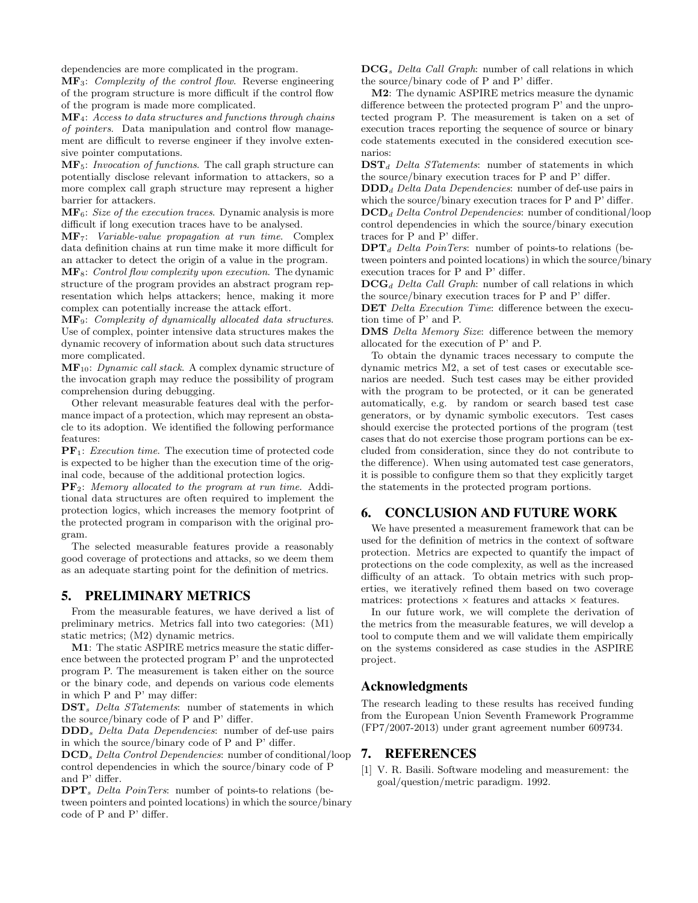dependencies are more complicated in the program.

$\mathbf{MF}_3$: *Complexity of the control flow*. Reverse engineering of the program structure is more difficult if the control flow of the program is made more complicated.

$\mathbf{MF}_4$: *Access to data structures and functions through chains of pointers*. Data manipulation and control flow management are difficult to reverse engineer if they involve extensive pointer computations.

$\mathbf{MF}_5$: *Invocation of functions*. The call graph structure can potentially disclose relevant information to attackers, so a more complex call graph structure may represent a higher barrier for attackers.

$\mathbf{MF}_6$: *Size of the execution traces*. Dynamic analysis is more difficult if long execution traces have to be analysed.

$\mathbf{MF}_7$: *Variable-value propagation at run time*. Complex data definition chains at run time make it more difficult for an attacker to detect the origin of a value in the program.

$\mathbf{MF}_8$: *Control flow complexity upon execution*. The dynamic structure of the program provides an abstract program representation which helps attackers; hence, making it more complex can potentially increase the attack effort.

$\mathbf{MF}_9$: *Complexity of dynamically allocated data structures*. Use of complex, pointer intensive data structures makes the dynamic recovery of information about such data structures more complicated.

$\mathbf{MF}_{10}$: *Dynamic call stack*. A complex dynamic structure of the invocation graph may reduce the possibility of program comprehension during debugging.

Other relevant measurable features deal with the performance impact of a protection, which may represent an obstacle to its adoption. We identified the following performance features:

$\mathbf{PF}_1$: *Execution time*. The execution time of protected code is expected to be higher than the execution time of the original code, because of the additional protection logics.

$\mathbf{PF}_2$: *Memory allocated to the program at run time*. Additional data structures are often required to implement the protection logics, which increases the memory footprint of the protected program in comparison with the original program.

The selected measurable features provide a reasonably good coverage of protections and attacks, so we deem them as an adequate starting point for the definition of metrics.

## 5. PRELIMINARY METRICS

From the measurable features, we have derived a list of preliminary metrics. Metrics fall into two categories: (M1) static metrics; (M2) dynamic metrics.

**M1**: The static ASPIRE metrics measure the static difference between the protected program P' and the unprotected program P. The measurement is taken either on the source or the binary code, and depends on various code elements in which P and P' may differ:

$\mathbf{DST}_s$ *Delta STatements*: number of statements in which the source/binary code of P and P' differ.

$\mathbf{DDD}_s$ *Delta Data Dependencies*: number of def-use pairs in which the source/binary code of P and P' differ.

$\mathbf{DCD}_s$ *Delta Control Dependencies*: number of conditional/loop control dependencies in which the source/binary code of P and P' differ.

$\mathbf{DPT}_s$ *Delta PoinTers*: number of points-to relations (between pointers and pointed locations) in which the source/binary code of P and P' differ.

$\mathbf{DCG}_s$ *Delta Call Graph*: number of call relations in which the source/binary code of P and P' differ.

**M2**: The dynamic ASPIRE metrics measure the dynamic difference between the protected program P' and the unprotected program P. The measurement is taken on a set of execution traces reporting the sequence of source or binary code statements executed in the considered execution scenarios:

$\mathbf{DST}_d$ *Delta STatements*: number of statements in which the source/binary execution traces for P and P' differ.

$\mathbf{DDD}_d$ *Delta Data Dependencies*: number of def-use pairs in which the source/binary execution traces for P and P' differ.

$\mathbf{DCD}_d$ *Delta Control Dependencies*: number of conditional/loop control dependencies in which the source/binary execution traces for P and P' differ.

$\mathbf{DPT}_d$ *Delta PoinTers*: number of points-to relations (between pointers and pointed locations) in which the source/binary execution traces for P and P' differ.

$\mathbf{DCG}_d$ *Delta Call Graph*: number of call relations in which the source/binary execution traces for P and P' differ.

**DET** *Delta Execution Time*: difference between the execution time of P' and P.

**DMS** *Delta Memory Size*: difference between the memory allocated for the execution of P' and P.

To obtain the dynamic traces necessary to compute the dynamic metrics M2, a set of test cases or executable scenarios are needed. Such test cases may be either provided with the program to be protected, or it can be generated automatically, e.g. by random or search based test case generators, or by dynamic symbolic executors. Test cases should exercise the protected portions of the program (test cases that do not exercise those program portions can be excluded from consideration, since they do not contribute to the difference). When using automated test case generators, it is possible to configure them so that they explicitly target the statements in the protected program portions.

## 6. CONCLUSION AND FUTURE WORK

We have presented a measurement framework that can be used for the definition of metrics in the context of software protection. Metrics are expected to quantify the impact of protections on the code complexity, as well as the increased difficulty of an attack. To obtain metrics with such properties, we iteratively refined them based on two coverage matrices: protections × features and attacks × features.

In our future work, we will complete the derivation of the metrics from the measurable features, we will develop a tool to compute them and we will validate them empirically on the systems considered as case studies in the ASPIRE project.

## Acknowledgments

The research leading to these results has received funding from the European Union Seventh Framework Programme (FP7/2007-2013) under grant agreement number 609734.

## 7. REFERENCES

[1] V. R. Basili. Software modeling and measurement: the goal/question/metric paradigm. 1992.